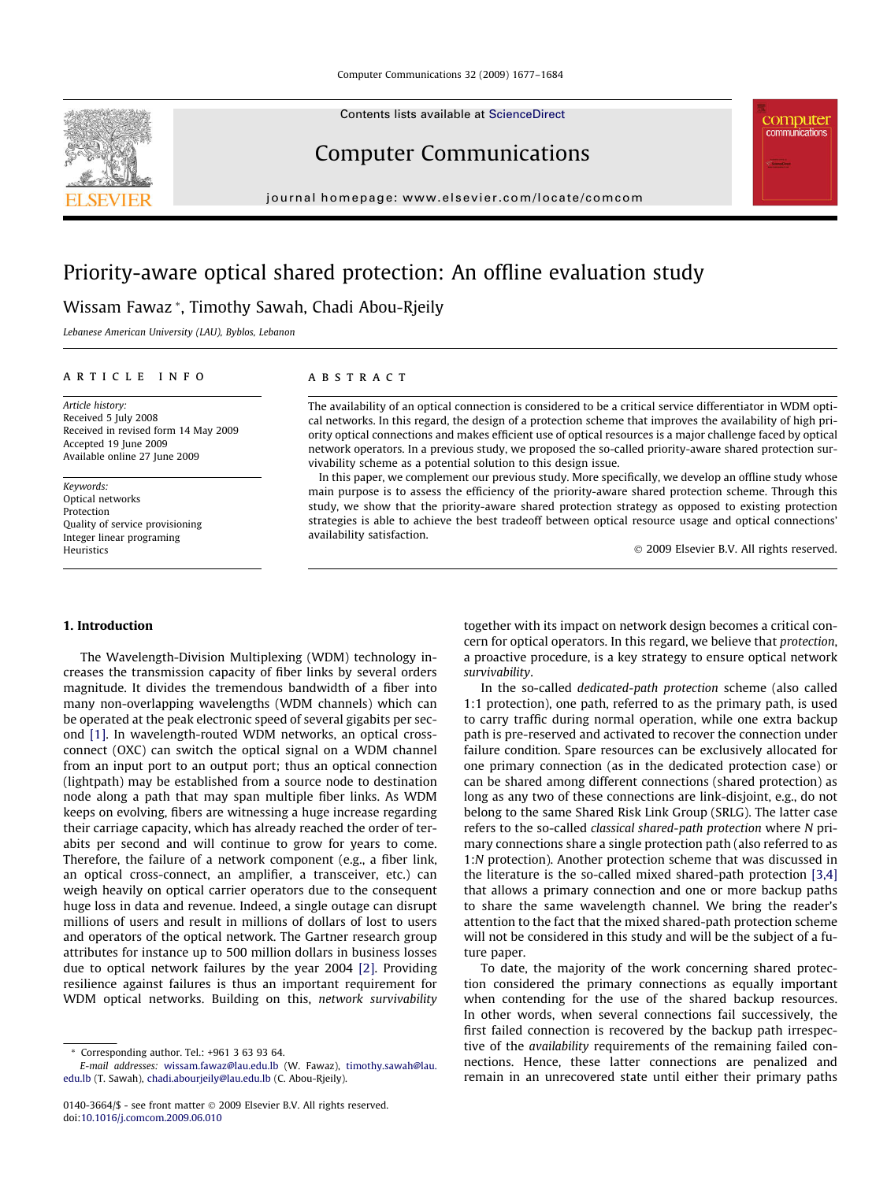# Priority-aware optical shared protection: An offline evaluation study

Wissam Fawaz *, Timothy Sawah, Chadi Abou-Rjeily

*Lebanese American University (LAU), Byblos, Lebanon*

ARTICLE INFO

*Article history:*
Received 5 July 2008
Received in revised form 14 May 2009
Accepted 19 June 2009
Available online 27 June 2009

*Keywords:*
Optical networks
Protection
Quality of service provisioning
Integer linear programing
Heuristics

ABSTRACT

The availability of an optical connection is considered to be a critical service differentiator in WDM optical networks. In this regard, the design of a protection scheme that improves the availability of high priority optical connections and makes efficient use of optical resources is a major challenge faced by optical network operators. In a previous study, we proposed the so-called priority-aware shared protection survivability scheme as a potential solution to this design issue.

In this paper, we complement our previous study. More specifically, we develop an offline study whose main purpose is to assess the efficiency of the priority-aware shared protection scheme. Through this study, we show that the priority-aware shared protection strategy as opposed to existing protection strategies is able to achieve the best tradeoff between optical resource usage and optical connections' availability satisfaction.

© 2009 Elsevier B.V. All rights reserved.

## 1. Introduction

The Wavelength-Division Multiplexing (WDM) technology increases the transmission capacity of fiber links by several orders magnitude. It divides the tremendous bandwidth of a fiber into many non-overlapping wavelengths (WDM channels) which can be operated at the peak electronic speed of several gigabits per second [1]. In wavelength-routed WDM networks, an optical cross-connect (OXC) can switch the optical signal on a WDM channel from an input port to an output port; thus an optical connection (lightpath) may be established from a source node to destination node along a path that may span multiple fiber links. As WDM keeps on evolving, fibers are witnessing a huge increase regarding their carriage capacity, which has already reached the order of terabits per second and will continue to grow for years to come. Therefore, the failure of a network component (e.g., a fiber link, an optical cross-connect, an amplifier, a transceiver, etc.) can weigh heavily on optical carrier operators due to the consequent huge loss in data and revenue. Indeed, a single outage can disrupt millions of users and result in millions of dollars of lost to users and operators of the optical network. The Gartner research group attributes for instance up to 500 million dollars in business losses due to optical network failures by the year 2004 [2]. Providing resilience against failures is thus an important requirement for WDM optical networks. Building on this, *network survivability* together with its impact on network design becomes a critical concern for optical operators. In this regard, we believe that *protection*, a proactive procedure, is a key strategy to ensure optical network *survivability*.

In the so-called *dedicated-path protection* scheme (also called 1:1 protection), one path, referred to as the primary path, is used to carry traffic during normal operation, while one extra backup path is pre-reserved and activated to recover the connection under failure condition. Spare resources can be exclusively allocated for one primary connection (as in the dedicated protection case) or can be shared among different connections (shared protection) as long as any two of these connections are link-disjoint, e.g., do not belong to the same Shared Risk Link Group (SRLG). The latter case refers to the so-called *classical shared-path protection* where *N* primary connections share a single protection path (also referred to as 1:*N* protection). Another protection scheme that was discussed in the literature is the so-called mixed shared-path protection [3,4] that allows a primary connection and one or more backup paths to share the same wavelength channel. We bring the reader's attention to the fact that the mixed shared-path protection scheme will not be considered in this study and will be the subject of a future paper.

To date, the majority of the work concerning shared protection considered the primary connections as equally important when contending for the use of the shared backup resources. In other words, when several connections fail successively, the first failed connection is recovered by the backup path irrespective of the *availability* requirements of the remaining failed connections. Hence, these latter connections are penalized and remain in an unrecovered state until either their primary paths

---

* Corresponding author. Tel.: +961 3 63 93 64.
*E-mail addresses:* wissam.fawaz@lau.edu.lb (W. Fawaz), timothy.sawah@lau.edu.lb (T. Sawah), chadi.abourjeily@lau.edu.lb (C. Abou-Rjeily).

0140-3664/$ - see front matter © 2009 Elsevier B.V. All rights reserved.
doi:10.1016/j.comcom.2009.06.010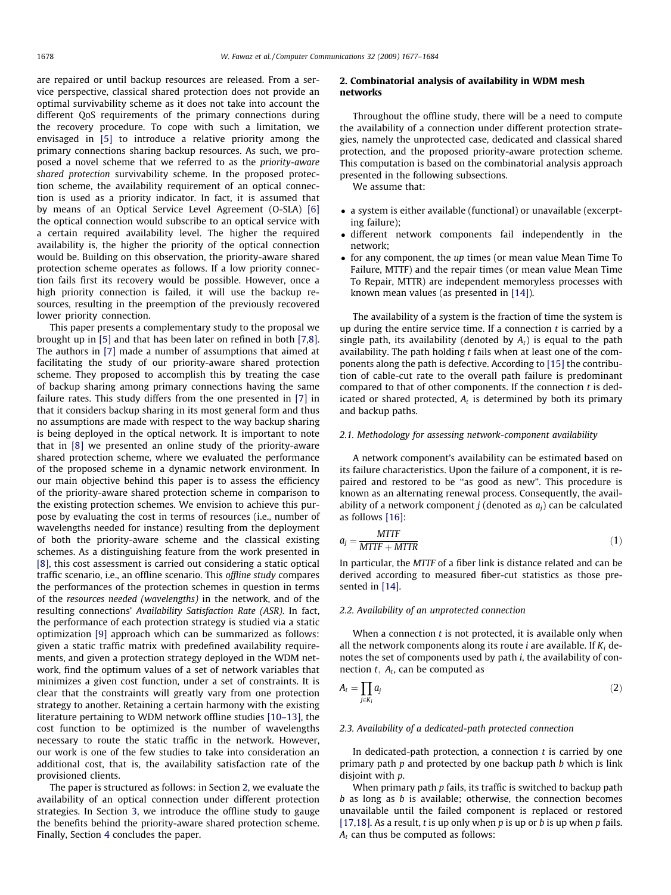are repaired or until backup resources are released. From a service perspective, classical shared protection does not provide an optimal survivability scheme as it does not take into account the different QoS requirements of the primary connections during the recovery procedure. To cope with such a limitation, we envisaged in [5] to introduce a relative priority among the primary connections sharing backup resources. As such, we proposed a novel scheme that we referred to as the *priority-aware shared protection* survivability scheme. In the proposed protection scheme, the availability requirement of an optical connection is used as a priority indicator. In fact, it is assumed that by means of an Optical Service Level Agreement (O-SLA) [6] the optical connection would subscribe to an optical service with a certain required availability level. The higher the required availability is, the higher the priority of the optical connection would be. Building on this observation, the priority-aware shared protection scheme operates as follows. If a low priority connection fails first its recovery would be possible. However, once a high priority connection is failed, it will use the backup resources, resulting in the preemption of the previously recovered lower priority connection.

This paper presents a complementary study to the proposal we brought up in [5] and that has been later on refined in both [7,8]. The authors in [7] made a number of assumptions that aimed at facilitating the study of our priority-aware shared protection scheme. They proposed to accomplish this by treating the case of backup sharing among primary connections having the same failure rates. This study differs from the one presented in [7] in that it considers backup sharing in its most general form and thus no assumptions are made with respect to the way backup sharing is being deployed in the optical network. It is important to note that in [8] we presented an online study of the priority-aware shared protection scheme, where we evaluated the performance of the proposed scheme in a dynamic network environment. In our main objective behind this paper is to assess the efficiency of the priority-aware shared protection scheme in comparison to the existing protection schemes. We envision to achieve this purpose by evaluating the cost in terms of resources (i.e., number of wavelengths needed for instance) resulting from the deployment of both the priority-aware scheme and the classical existing schemes. As a distinguishing feature from the work presented in [8], this cost assessment is carried out considering a static optical traffic scenario, i.e., an offline scenario. This *offline study* compares the performances of the protection schemes in question in terms of the *resources needed (wavelengths)* in the network, and of the resulting connections' *Availability Satisfaction Rate (ASR)*. In fact, the performance of each protection strategy is studied via a static optimization [9] approach which can be summarized as follows: given a static traffic matrix with predefined availability requirements, and given a protection strategy deployed in the WDM network, find the optimum values of a set of network variables that minimizes a given cost function, under a set of constraints. It is clear that the constraints will greatly vary from one protection strategy to another. Retaining a certain harmony with the existing literature pertaining to WDM network offline studies [10–13], the cost function to be optimized is the number of wavelengths necessary to route the static traffic in the network. However, our work is one of the few studies to take into consideration an additional cost, that is, the availability satisfaction rate of the provisioned clients.

The paper is structured as follows: in Section 2, we evaluate the availability of an optical connection under different protection strategies. In Section 3, we introduce the offline study to gauge the benefits behind the priority-aware shared protection scheme. Finally, Section 4 concludes the paper.

## 2. Combinatorial analysis of availability in WDM mesh networks

Throughout the offline study, there will be a need to compute the availability of a connection under different protection strategies, namely the unprotected case, dedicated and classical shared protection, and the proposed priority-aware protection scheme. This computation is based on the combinatorial analysis approach presented in the following subsections.

We assume that:

- a system is either available (functional) or unavailable (excerpting failure);
- different network components fail independently in the network;
- for any component, the *up* times (or mean value Mean Time To Failure, MTTF) and the repair times (or mean value Mean Time To Repair, MTTR) are independent memoryless processes with known mean values (as presented in [14]).

The availability of a system is the fraction of time the system is up during the entire service time. If a connection $t$ is carried by a single path, its availability (denoted by $A_t$) is equal to the path availability. The path holding $t$ fails when at least one of the components along the path is defective. According to [15] the contribution of cable-cut rate to the overall path failure is predominant compared to that of other components. If the connection $t$ is dedicated or shared protected, $A_t$ is determined by both its primary and backup paths.

### 2.1. Methodology for assessing network-component availability

A network component's availability can be estimated based on its failure characteristics. Upon the failure of a component, it is repaired and restored to be "as good as new". This procedure is known as an alternating renewal process. Consequently, the availability of a network component $j$ (denoted as $a_j$) can be calculated as follows [16]:

$$a_j = \frac{MTTF}{MTTF + MTTR} \tag{1}$$

In particular, the *MTTF* of a fiber link is distance related and can be derived according to measured fiber-cut statistics as those presented in [14].

### 2.2. Availability of an unprotected connection

When a connection $t$ is not protected, it is available only when all the network components along its route $i$ are available. If $K_i$ denotes the set of components used by path $i$, the availability of connection $t$, $A_t$, can be computed as

$$A_t = \prod_{j \in K_i} a_j \tag{2}$$

### 2.3. Availability of a dedicated-path protected connection

In dedicated-path protection, a connection $t$ is carried by one primary path $p$ and protected by one backup path $b$ which is link disjoint with $p$.

When primary path $p$ fails, its traffic is switched to backup path $b$ as long as $b$ is available; otherwise, the connection becomes unavailable until the failed component is replaced or restored [17,18]. As a result, $t$ is up only when $p$ is up or $b$ is up when $p$ fails. $A_t$ can thus be computed as follows: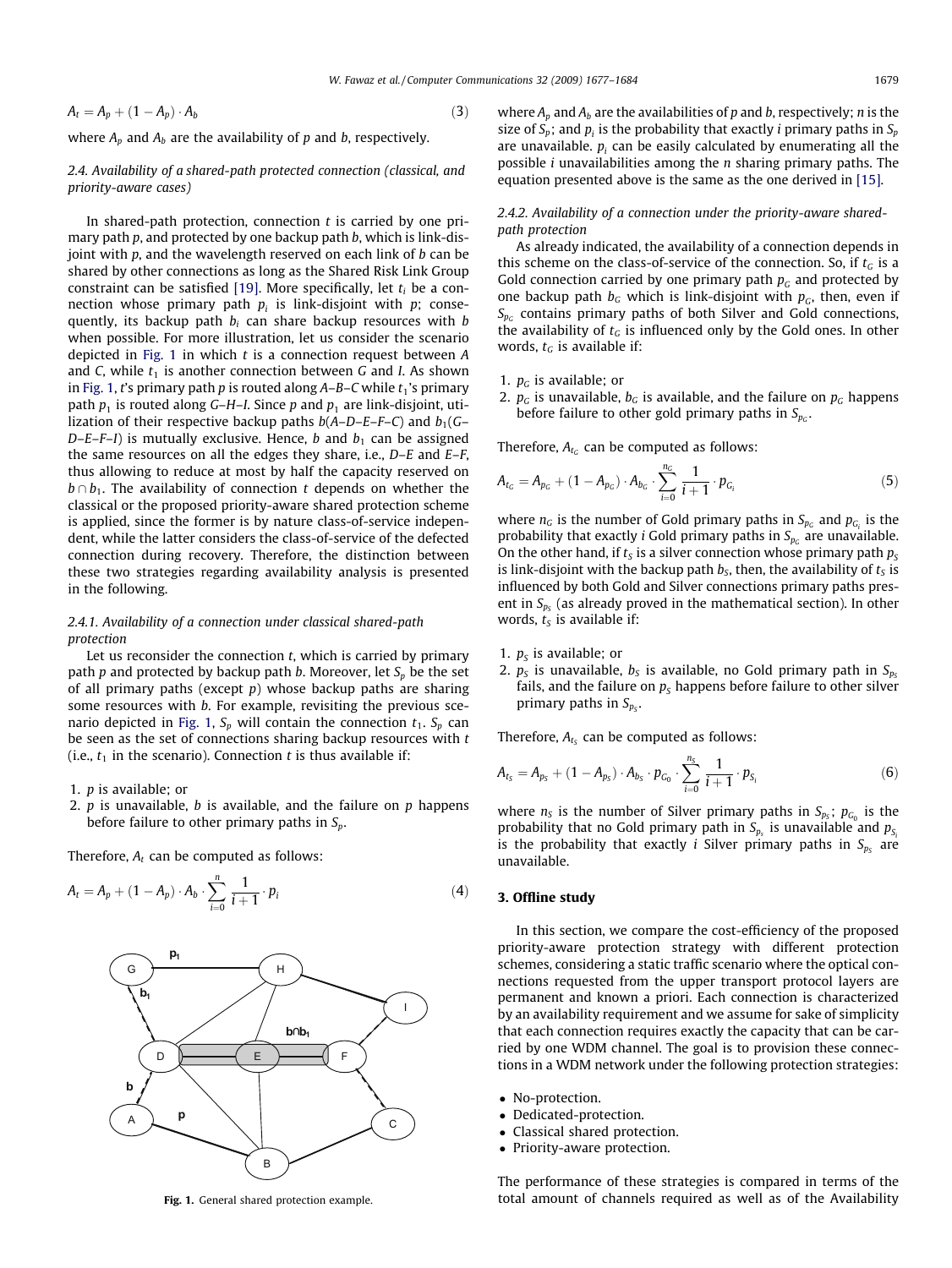$$A_t = A_p + (1 - A_p) \cdot A_b \tag{3}$$

where $A_p$ and $A_b$ are the availability of $p$ and $b$, respectively.

### 2.4. Availability of a shared-path protected connection (classical, and priority-aware cases)

In shared-path protection, connection $t$ is carried by one primary path $p$, and protected by one backup path $b$, which is link-disjoint with $p$, and the wavelength reserved on each link of $b$ can be shared by other connections as long as the Shared Risk Link Group constraint can be satisfied [19]. More specifically, let $t_i$ be a connection whose primary path $p_i$ is link-disjoint with $p$; consequently, its backup path $b_i$ can share backup resources with $b$ when possible. For more illustration, let us consider the scenario depicted in Fig. 1 in which $t$ is a connection request between $A$ and $C$, while $t_1$ is another connection between $G$ and $I$. As shown in Fig. 1, $t$'s primary path $p$ is routed along $A$–$B$–$C$ while $t_1$'s primary path $p_1$ is routed along $G$–$H$–$I$. Since $p$ and $p_1$ are link-disjoint, utilization of their respective backup paths $b$($A$–$D$–$E$–$F$–$C$) and $b_1$($G$–$D$–$E$–$F$–$I$) is mutually exclusive. Hence, $b$ and $b_1$ can be assigned the same resources on all the edges they share, i.e., $D$–$E$ and $E$–$F$, thus allowing to reduce at most by half the capacity reserved on $b \cap b_1$. The availability of connection $t$ depends on whether the classical or the proposed priority-aware shared protection scheme is applied, since the former is by nature class-of-service independent, while the latter considers the class-of-service of the defected connection during recovery. Therefore, the distinction between these two strategies regarding availability analysis is presented in the following.

#### 2.4.1. Availability of a connection under classical shared-path protection

Let us reconsider the connection $t$, which is carried by primary path $p$ and protected by backup path $b$. Moreover, let $S_p$ be the set of all primary paths (except $p$) whose backup paths are sharing some resources with $b$. For example, revisiting the previous scenario depicted in Fig. 1, $S_p$ will contain the connection $t_1$. $S_p$ can be seen as the set of connections sharing backup resources with $t$ (i.e., $t_1$ in the scenario). Connection $t$ is thus available if:

1. $p$ is available; or
2. $p$ is unavailable, $b$ is available, and the failure on $p$ happens before failure to other primary paths in $S_p$.

Therefore, $A_t$ can be computed as follows:

$$A_t = A_p + (1 - A_p) \cdot A_b \cdot \sum_{i=0}^{n} \frac{1}{i+1} \cdot p_i \tag{4}$$

p1
G
H
I
b1
b∩b1
D
E
F
b
A
p
C
B

Fig. 1. General shared protection example.

where $A_p$ and $A_b$ are the availabilities of $p$ and $b$, respectively; $n$ is the size of $S_p$; and $p_i$ is the probability that exactly $i$ primary paths in $S_p$ are unavailable. $p_i$ can be easily calculated by enumerating all the possible $i$ unavailabilities among the $n$ sharing primary paths. The equation presented above is the same as the one derived in [15].

#### 2.4.2. Availability of a connection under the priority-aware shared-path protection

As already indicated, the availability of a connection depends in this scheme on the class-of-service of the connection. So, if $t_G$ is a Gold connection carried by one primary path $p_G$ and protected by one backup path $b_G$ which is link-disjoint with $p_G$, then, even if $S_{p_G}$ contains primary paths of both Silver and Gold connections, the availability of $t_G$ is influenced only by the Gold ones. In other words, $t_G$ is available if:

1. $p_G$ is available; or
2. $p_G$ is unavailable, $b_G$ is available, and the failure on $p_G$ happens before failure to other gold primary paths in $S_{p_G}$.

Therefore, $A_{t_G}$ can be computed as follows:

$$A_{t_G} = A_{p_G} + (1 - A_{p_G}) \cdot A_{b_G} \cdot \sum_{i=0}^{n_G} \frac{1}{i+1} \cdot p_{G_i} \tag{5}$$

where $n_G$ is the number of Gold primary paths in $S_{p_G}$ and $p_{G_i}$ is the probability that exactly $i$ Gold primary paths in $S_{p_G}$ are unavailable. On the other hand, if $t_S$ is a silver connection whose primary path $p_S$ is link-disjoint with the backup path $b_S$, then, the availability of $t_S$ is influenced by both Gold and Silver connections primary paths present in $S_{p_S}$ (as already proved in the mathematical section). In other words, $t_S$ is available if:

1. $p_S$ is available; or
2. $p_S$ is unavailable, $b_S$ is available, no Gold primary path in $S_{p_S}$ fails, and the failure on $p_S$ happens before failure to other silver primary paths in $S_{p_S}$.

Therefore, $A_{t_S}$ can be computed as follows:

$$A_{t_S} = A_{p_S} + (1 - A_{p_S}) \cdot A_{b_S} \cdot p_{G_0} \cdot \sum_{i=0}^{n_S} \frac{1}{i+1} \cdot p_{S_i} \tag{6}$$

where $n_S$ is the number of Silver primary paths in $S_{p_S}$; $p_{G_0}$ is the probability that no Gold primary path in $S_{p_S}$ is unavailable and $p_{S_i}$ is the probability that exactly $i$ Silver primary paths in $S_{p_S}$ are unavailable.

## 3. Offline study

In this section, we compare the cost-efficiency of the proposed priority-aware protection strategy with different protection schemes, considering a static traffic scenario where the optical connections requested from the upper transport protocol layers are permanent and known a priori. Each connection is characterized by an availability requirement and we assume for sake of simplicity that each connection requires exactly the capacity that can be carried by one WDM channel. The goal is to provision these connections in a WDM network under the following protection strategies:

- No-protection.
- Dedicated-protection.
- Classical shared protection.
- Priority-aware protection.

The performance of these strategies is compared in terms of the total amount of channels required as well as of the Availability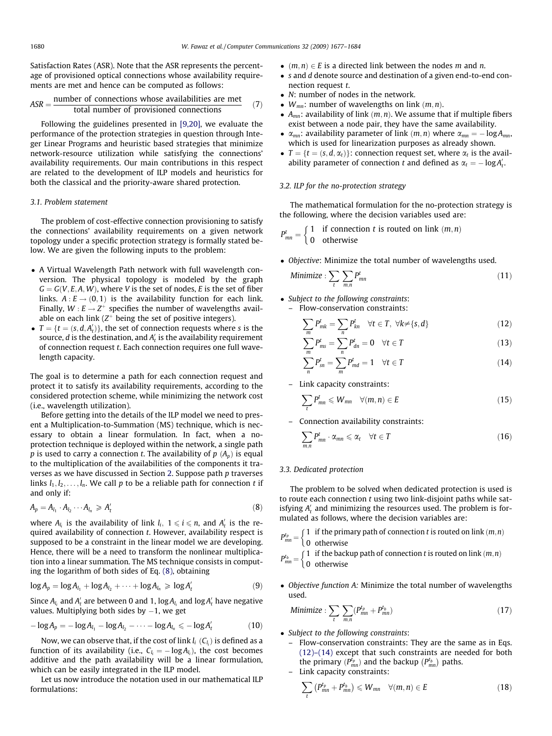Satisfaction Rates (ASR). Note that the ASR represents the percentage of provisioned optical connections whose availability requirements are met and hence can be computed as follows:

$$ASR = \frac{\text{number of connections whose availabilities are met}}{\text{total number of provisioned connections}} \tag{7}$$

Following the guidelines presented in [9,20], we evaluate the performance of the protection strategies in question through Integer Linear Programs and heuristic based strategies that minimize network-resource utilization while satisfying the connections' availability requirements. Our main contributions in this respect are related to the development of ILP models and heuristics for both the classical and the priority-aware shared protection.

### 3.1. Problem statement

The problem of cost-effective connection provisioning to satisfy the connections' availability requirements on a given network topology under a specific protection strategy is formally stated below. We are given the following inputs to the problem:

- A Virtual Wavelength Path network with full wavelength conversion. The physical topology is modeled by the graph $G = G(V, E, A, W)$, where $V$ is the set of nodes, $E$ is the set of fiber links. $A : E \to (0, 1)$ is the availability function for each link. Finally, $W : E \to Z^+$ specifies the number of wavelengths available on each link ($Z^+$ being the set of positive integers).
- $T = \{t = (s, d, A'_t)\}$, the set of connection requests where $s$ is the source, $d$ is the destination, and $A'_t$ is the availability requirement of connection request $t$. Each connection requires one full wavelength capacity.

The goal is to determine a path for each connection request and protect it to satisfy its availability requirements, according to the considered protection scheme, while minimizing the network cost (i.e., wavelength utilization).

Before getting into the details of the ILP model we need to present a Multiplication-to-Summation (MS) technique, which is necessary to obtain a linear formulation. In fact, when a no-protection technique is deployed within the network, a single path $p$ is used to carry a connection $t$. The availability of $p$ ($A_p$) is equal to the multiplication of the availabilities of the components it traverses as we have discussed in Section 2. Suppose path $p$ traverses links $l_1, l_2, \ldots, l_n$. We call $p$ to be a reliable path for connection $t$ if and only if:

$$A_p = A_{l_1} \cdot A_{l_2} \cdots A_{l_n} \geqslant A'_t \tag{8}$$

where $A_{l_i}$ is the availability of link $l_i$, $1 \leqslant i \leqslant n$, and $A'_t$ is the required availability of connection $t$. However, availability respect is supposed to be a constraint in the linear model we are developing. Hence, there will be a need to transform the nonlinear multiplication into a linear summation. The MS technique consists in computing the logarithm of both sides of Eq. (8), obtaining

$$\log A_p = \log A_{l_1} + \log A_{l_2} + \cdots + \log A_{l_n} \geqslant \log A'_t \tag{9}$$

Since $A_{l_i}$ and $A'_t$ are between 0 and 1, $\log A_{l_i}$ and $\log A'_t$ have negative values. Multiplying both sides by $-1$, we get

$$-\log A_p = -\log A_{l_1} - \log A_{l_2} - \cdots - \log A_{l_n} \leqslant -\log A'_t \tag{10}$$

Now, we can observe that, if the cost of link $l_i$ ($C_{l_i}$) is defined as a function of its availability (i.e., $C_{l_i} = -\log A_{l_i}$), the cost becomes additive and the path availability will be a linear formulation, which can be easily integrated in the ILP model.

Let us now introduce the notation used in our mathematical ILP formulations:

- $(m, n) \in E$ is a directed link between the nodes $m$ and $n$.
- $s$ and $d$ denote source and destination of a given end-to-end connection request $t$.
- $N$: number of nodes in the network.
- $W_{mn}$: number of wavelengths on link $(m, n)$.
- $A_{mn}$: availability of link $(m, n)$. We assume that if multiple fibers exist between a node pair, they have the same availability.
- $\alpha_{mn}$: availability parameter of link $(m, n)$ where $\alpha_{mn} = -\log A_{mn}$, which is used for linearization purposes as already shown.
- $T = \{t = (s, d, \alpha_t)\}$: connection request set, where $\alpha_t$ is the availability parameter of connection $t$ and defined as $\alpha_t = -\log A'_t$.

### 3.2. ILP for the no-protection strategy

The mathematical formulation for the no-protection strategy is the following, where the decision variables used are:

$$P^t_{mn} = \begin{cases} 1 & \text{if connection } t \text{ is routed on link } (m,n) \\ 0 & \text{otherwise} \end{cases}$$

- *Objective*: Minimize the total number of wavelengths used.

$$Minimize : \sum_t \sum_{m,n} P^t_{mn} \tag{11}$$

- *Subject to the following constraints*:
  - Flow-conservation constraints:

$$\sum_m P^t_{mk} = \sum_n P^t_{kn} \quad \forall t \in T,\ \forall k \neq \{s, d\} \tag{12}$$

$$\sum_m P^t_{ms} = \sum_n P^t_{dn} = 0 \quad \forall t \in T \tag{13}$$

$$\sum_n P^t_{sn} = \sum_m P^t_{md} = 1 \quad \forall t \in T \tag{14}$$

  - Link capacity constraints:

$$\sum_t P^t_{mn} \leqslant W_{mn} \quad \forall (m,n) \in E \tag{15}$$

  - Connection availability constraints:

$$\sum_{m,n} P^t_{mn} \cdot \alpha_{mn} \leqslant \alpha_t \quad \forall t \in T \tag{16}$$

### 3.3. Dedicated protection

The problem to be solved when dedicated protection is used is to route each connection $t$ using two link-disjoint paths while satisfying $A'_t$ and minimizing the resources used. The problem is formulated as follows, where the decision variables are:

$$P^{t_p}_{mn} = \begin{cases} 1 & \text{if the primary path of connection } t \text{ is routed on link } (m,n) \\ 0 & \text{otherwise} \end{cases}$$

$$P^{t_b}_{mn} = \begin{cases} 1 & \text{if the backup path of connection } t \text{ is routed on link } (m,n) \\ 0 & \text{otherwise} \end{cases}$$

- *Objective function A:* Minimize the total number of wavelengths used.

$$Minimize : \sum_t \sum_{m,n} (P^{t_p}_{mn} + P^{t_b}_{mn}) \tag{17}$$

- *Subject to the following constraints*:
  - Flow-conservation constraints: They are the same as in Eqs. (12)–(14) except that such constraints are needed for both the primary ($P^{t_p}_{mn}$) and the backup ($P^{t_b}_{mn}$) paths.
  - Link capacity constraints:

$$\sum_t (P^{t_p}_{mn} + P^{t_b}_{mn}) \leqslant W_{mn} \quad \forall (m,n) \in E \tag{18}$$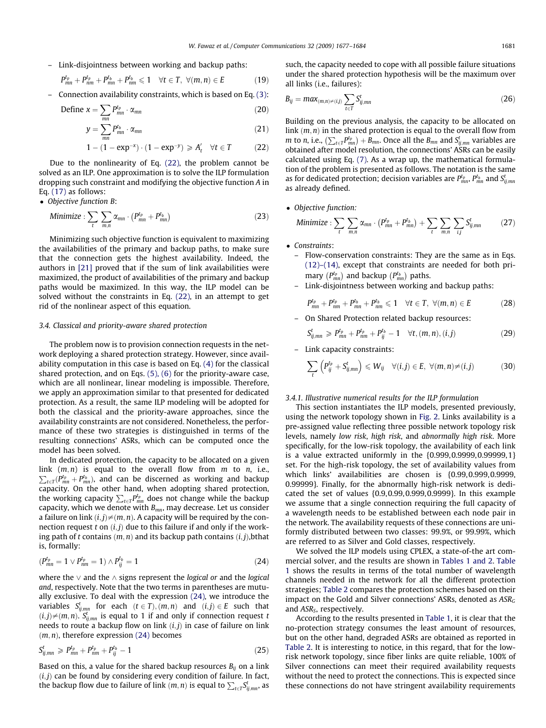– Link-disjointness between working and backup paths:

$$P_{mn}^{t_p} + P_{nm}^{t_p} + P_{mn}^{t_b} + P_{nm}^{t_b} \leqslant 1 \quad \forall t \in T, \ \forall (m,n) \in E \tag{19}$$

– Connection availability constraints, which is based on Eq. (3):

$$\text{Define } x = \sum_{mn} P_{mn}^{t_p} \cdot \alpha_{mn} \tag{20}$$

$$y = \sum_{mn} P_{mn}^{t_b} \cdot \alpha_{mn} \tag{21}$$

$$1 - (1 - \exp^{-x}) \cdot (1 - \exp^{-y}) \geqslant A_t' \quad \forall t \in T \tag{22}$$

Due to the nonlinearity of Eq. (22), the problem cannot be solved as an ILP. One approximation is to solve the ILP formulation dropping such constraint and modifying the objective function $A$ in Eq. (17) as follows:

- *Objective function B*:

$$\textit{Minimize}: \sum_t \sum_{m,n} \alpha_{mn} \cdot \left(P_{mn}^{t_p} + P_{mn}^{t_b}\right) \tag{23}$$

Minimizing such objective function is equivalent to maximizing the availabilities of the primary and backup paths, to make sure that the connection gets the highest availability. Indeed, the authors in [21] proved that if the sum of link availabilities were maximized, the product of availabilities of the primary and backup paths would be maximized. In this way, the ILP model can be solved without the constraints in Eq. (22), in an attempt to get rid of the nonlinear aspect of this equation.

### 3.4. Classical and priority-aware shared protection

The problem now is to provision connection requests in the network deploying a shared protection strategy. However, since availability computation in this case is based on Eq. (4) for the classical shared protection, and on Eqs. (5), (6) for the priority-aware case, which are all nonlinear, linear modeling is impossible. Therefore, we apply an approximation similar to that presented for dedicated protection. As a result, the same ILP modeling will be adopted for both the classical and the priority-aware approaches, since the availability constraints are not considered. Nonetheless, the performance of these two strategies is distinguished in terms of the resulting connections' ASRs, which can be computed once the model has been solved.

In dedicated protection, the capacity to be allocated on a given link $(m,n)$ is equal to the overall flow from $m$ to $n$, i.e., $\sum_{t \in T}(P_{mn}^{t_p} + P_{mn}^{t_b})$, and can be discerned as working and backup capacity. On the other hand, when adopting shared protection, the working capacity $\sum_{t \in T} P_{mn}^{t_p}$ does not change while the backup capacity, which we denote with $B_{mn}$, may decrease. Let us consider a failure on link $(i,j) \neq (m,n)$. A capacity will be required by the connection request $t$ on $(i,j)$ due to this failure if and only if the working path of $t$ contains $(m,n)$ and its backup path contains $(i,j)$,bthat is, formally:

$$(P_{mn}^{t_p} = 1 \vee P_{nm}^{t_p} = 1) \wedge P_{ij}^{t_b} = 1 \tag{24}$$

where the $\vee$ and the $\wedge$ signs represent the *logical or* and the *logical and*, respectively. Note that the two terms in parentheses are mutually exclusive. To deal with the expression (24), we introduce the variables $S_{ij,mn}^t$ for each $(t \in T), (m,n)$ and $(i,j) \in E$ such that $(i,j) \neq (m,n)$. $S_{ij,mn}^t$ is equal to 1 if and only if connection request $t$ needs to route a backup flow on link $(i,j)$ in case of failure on link $(m,n)$, therefore expression (24) becomes

$$S_{ij,mn}^t \geqslant P_{mn}^{t_p} + P_{nm}^{t_p} + P_{ij}^{t_b} - 1 \tag{25}$$

Based on this, a value for the shared backup resources $B_{ij}$ on a link $(i,j)$ can be found by considering every condition of failure. In fact, the backup flow due to failure of link $(m,n)$ is equal to $\sum_{t \in T} S_{ij,mn}^t$, as such, the capacity needed to cope with all possible failure situations under the shared protection hypothesis will be the maximum over all links (i.e., failures):

$$B_{ij} = max_{(m,n) \neq (i,j)} \sum_{t \in T} S_{ij,mn}^t \tag{26}$$

Building on the previous analysis, the capacity to be allocated on link $(m,n)$ in the shared protection is equal to the overall flow from $m$ to $n$, i.e., $(\sum_{t \in T} P_{mn}^{t_p}) + B_{mn}$. Once all the $B_{mn}$ and $S_{ij,mn}^t$ variables are obtained after model resolution, the connections' ASRs can be easily calculated using Eq. (7). As a wrap up, the mathematical formulation of the problem is presented as follows. The notation is the same as for dedicated protection; decision variables are $P_{mn}^{t_p}$, $P_{mn}^{t_b}$ and $S_{ij,mn}^t$ as already defined.

- *Objective function:*

$$\textit{Minimize}: \sum_t \sum_{m,n} \alpha_{mn} \cdot \left(P_{mn}^{t_p} + P_{mn}^{t_b}\right) + \sum_t \sum_{m,n} \sum_{i,j} S_{ij,mn}^t \tag{27}$$

- *Constraints*:
  – Flow-conservation constraints: They are the same as in Eqs. (12)–(14), except that constraints are needed for both primary $(P_{mn}^{t_p})$ and backup $(P_{mn}^{t_b})$ paths.
  – Link-disjointness between working and backup paths:

$$P_{mn}^{t_p} + P_{nm}^{t_p} + P_{mn}^{t_b} + P_{nm}^{t_b} \leqslant 1 \quad \forall t \in T, \ \forall (m,n) \in E \tag{28}$$

  – On Shared Protection related backup resources:

$$S_{ij,mn}^t \geqslant P_{mn}^{t_p} + P_{nm}^{t_p} + P_{ij}^{t_b} - 1 \quad \forall t, (m,n), (i,j) \tag{29}$$

  – Link capacity constraints:

$$\sum_t \left(P_{ij}^{t_p} + S_{ij,mn}^t\right) \leqslant W_{ij} \quad \forall (i,j) \in E, \ \forall (m,n) \neq (i,j) \tag{30}$$

#### 3.4.1. Illustrative numerical results for the ILP formulation

This section instantiates the ILP models, presented previously, using the network topology shown in Fig. 2. Links availability is a pre-assigned value reflecting three possible network topology risk levels, namely *low risk*, *high risk*, and *abnormally high risk*. More specifically, for the low-risk topology, the availability of each link is a value extracted uniformly in the {0.999,0.9999,0.99999,1} set. For the high-risk topology, the set of availability values from which links' availabilities are chosen is {0.99,0.999,0.9999, 0.99999}. Finally, for the abnormally high-risk network is dedicated the set of values {0.9,0.99,0.999,0.9999}. In this example we assume that a single connection requiring the full capacity of a wavelength needs to be established between each node pair in the network. The availability requests of these connections are uniformly distributed between two classes: 99.9%, or 99.99%, which are referred to as Silver and Gold classes, respectively.

We solved the ILP models using CPLEX, a state-of-the art commercial solver, and the results are shown in Tables 1 and 2. Table 1 shows the results in terms of the total number of wavelength channels needed in the network for all the different protection strategies; Table 2 compares the protection schemes based on their impact on the Gold and Silver connections' ASRs, denoted as $ASR_G$ and $ASR_S$, respectively.

According to the results presented in Table 1, it is clear that the no-protection strategy consumes the least amount of resources, but on the other hand, degraded ASRs are obtained as reported in Table 2. It is interesting to notice, in this regard, that for the low-risk network topology, since fiber links are quite reliable, 100% of Silver connections can meet their required availability requests without the need to protect the connections. This is expected since these connections do not have stringent availability requirements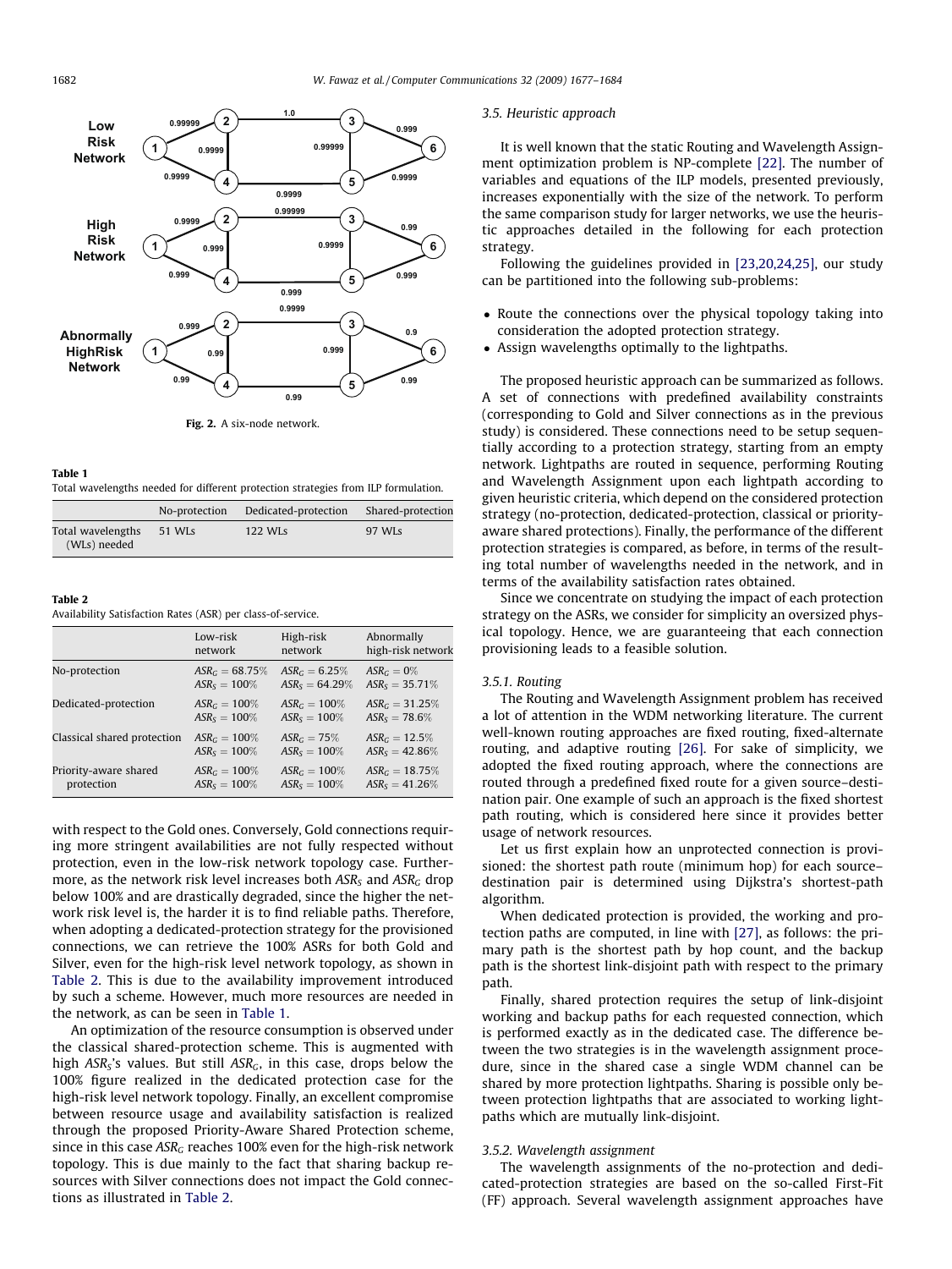Low Risk Network
1 2 3 4 5 6
0.99999 1.0 0.999 0.9999 0.99999 0.9999 0.9999 0.9999

High Risk Network
0.9999 0.99999 0.99 0.999 0.9999 0.999 0.999 0.999

Abnormally HighRisk Network
0.999 0.9999 0.9 0.99 0.999 0.99 0.99 0.99

**Fig. 2.** A six-node network.

**Table 1**
Total wavelengths needed for different protection strategies from ILP formulation.

| | No-protection | Dedicated-protection | Shared-protection |
|---|---|---|---|
| Total wavelengths (WLs) needed | 51 WLs | 122 WLs | 97 WLs |

**Table 2**
Availability Satisfaction Rates (ASR) per class-of-service.

| | Low-risk network | High-risk network | Abnormally high-risk network |
|---|---|---|---|
| No-protection | $ASR_G = 68.75\%$ <br> $ASR_S = 100\%$ | $ASR_G = 6.25\%$ <br> $ASR_S = 64.29\%$ | $ASR_G = 0\%$ <br> $ASR_S = 35.71\%$ |
| Dedicated-protection | $ASR_G = 100\%$ <br> $ASR_S = 100\%$ | $ASR_G = 100\%$ <br> $ASR_S = 100\%$ | $ASR_G = 31.25\%$ <br> $ASR_S = 78.6\%$ |
| Classical shared protection | $ASR_G = 100\%$ <br> $ASR_S = 100\%$ | $ASR_G = 75\%$ <br> $ASR_S = 100\%$ | $ASR_G = 12.5\%$ <br> $ASR_S = 42.86\%$ |
| Priority-aware shared protection | $ASR_G = 100\%$ <br> $ASR_S = 100\%$ | $ASR_G = 100\%$ <br> $ASR_S = 100\%$ | $ASR_G = 18.75\%$ <br> $ASR_S = 41.26\%$ |

with respect to the Gold ones. Conversely, Gold connections requiring more stringent availabilities are not fully respected without protection, even in the low-risk network topology case. Furthermore, as the network risk level increases both $ASR_S$ and $ASR_G$ drop below 100% and are drastically degraded, since the higher the network risk level is, the harder it is to find reliable paths. Therefore, when adopting a dedicated-protection strategy for the provisioned connections, we can retrieve the 100% ASRs for both Gold and Silver, even for the high-risk level network topology, as shown in Table 2. This is due to the availability improvement introduced by such a scheme. However, much more resources are needed in the network, as can be seen in Table 1.

An optimization of the resource consumption is observed under the classical shared-protection scheme. This is augmented with high $ASR_S$'s values. But still $ASR_G$, in this case, drops below the 100% figure realized in the dedicated protection case for the high-risk level network topology. Finally, an excellent compromise between resource usage and availability satisfaction is realized through the proposed Priority-Aware Shared Protection scheme, since in this case $ASR_G$ reaches 100% even for the high-risk network topology. This is due mainly to the fact that sharing backup resources with Silver connections does not impact the Gold connections as illustrated in Table 2.

### 3.5. Heuristic approach

It is well known that the static Routing and Wavelength Assignment optimization problem is NP-complete [22]. The number of variables and equations of the ILP models, presented previously, increases exponentially with the size of the network. To perform the same comparison study for larger networks, we use the heuristic approaches detailed in the following for each protection strategy.

Following the guidelines provided in [23,20,24,25], our study can be partitioned into the following sub-problems:

- Route the connections over the physical topology taking into consideration the adopted protection strategy.
- Assign wavelengths optimally to the lightpaths.

The proposed heuristic approach can be summarized as follows. A set of connections with predefined availability constraints (corresponding to Gold and Silver connections as in the previous study) is considered. These connections need to be setup sequentially according to a protection strategy, starting from an empty network. Lightpaths are routed in sequence, performing Routing and Wavelength Assignment upon each lightpath according to given heuristic criteria, which depend on the considered protection strategy (no-protection, dedicated-protection, classical or priority-aware shared protections). Finally, the performance of the different protection strategies is compared, as before, in terms of the resulting total number of wavelengths needed in the network, and in terms of the availability satisfaction rates obtained.

Since we concentrate on studying the impact of each protection strategy on the ASRs, we consider for simplicity an oversized physical topology. Hence, we are guaranteeing that each connection provisioning leads to a feasible solution.

#### 3.5.1. Routing

The Routing and Wavelength Assignment problem has received a lot of attention in the WDM networking literature. The current well-known routing approaches are fixed routing, fixed-alternate routing, and adaptive routing [26]. For sake of simplicity, we adopted the fixed routing approach, where the connections are routed through a predefined fixed route for a given source–destination pair. One example of such an approach is the fixed shortest path routing, which is considered here since it provides better usage of network resources.

Let us first explain how an unprotected connection is provisioned: the shortest path route (minimum hop) for each source–destination pair is determined using Dijkstra's shortest-path algorithm.

When dedicated protection is provided, the working and protection paths are computed, in line with [27], as follows: the primary path is the shortest path by hop count, and the backup path is the shortest link-disjoint path with respect to the primary path.

Finally, shared protection requires the setup of link-disjoint working and backup paths for each requested connection, which is performed exactly as in the dedicated case. The difference between the two strategies is in the wavelength assignment procedure, since in the shared case a single WDM channel can be shared by more protection lightpaths. Sharing is possible only between protection lightpaths that are associated to working lightpaths which are mutually link-disjoint.

#### 3.5.2. Wavelength assignment

The wavelength assignments of the no-protection and dedicated-protection strategies are based on the so-called First-Fit (FF) approach. Several wavelength assignment approaches have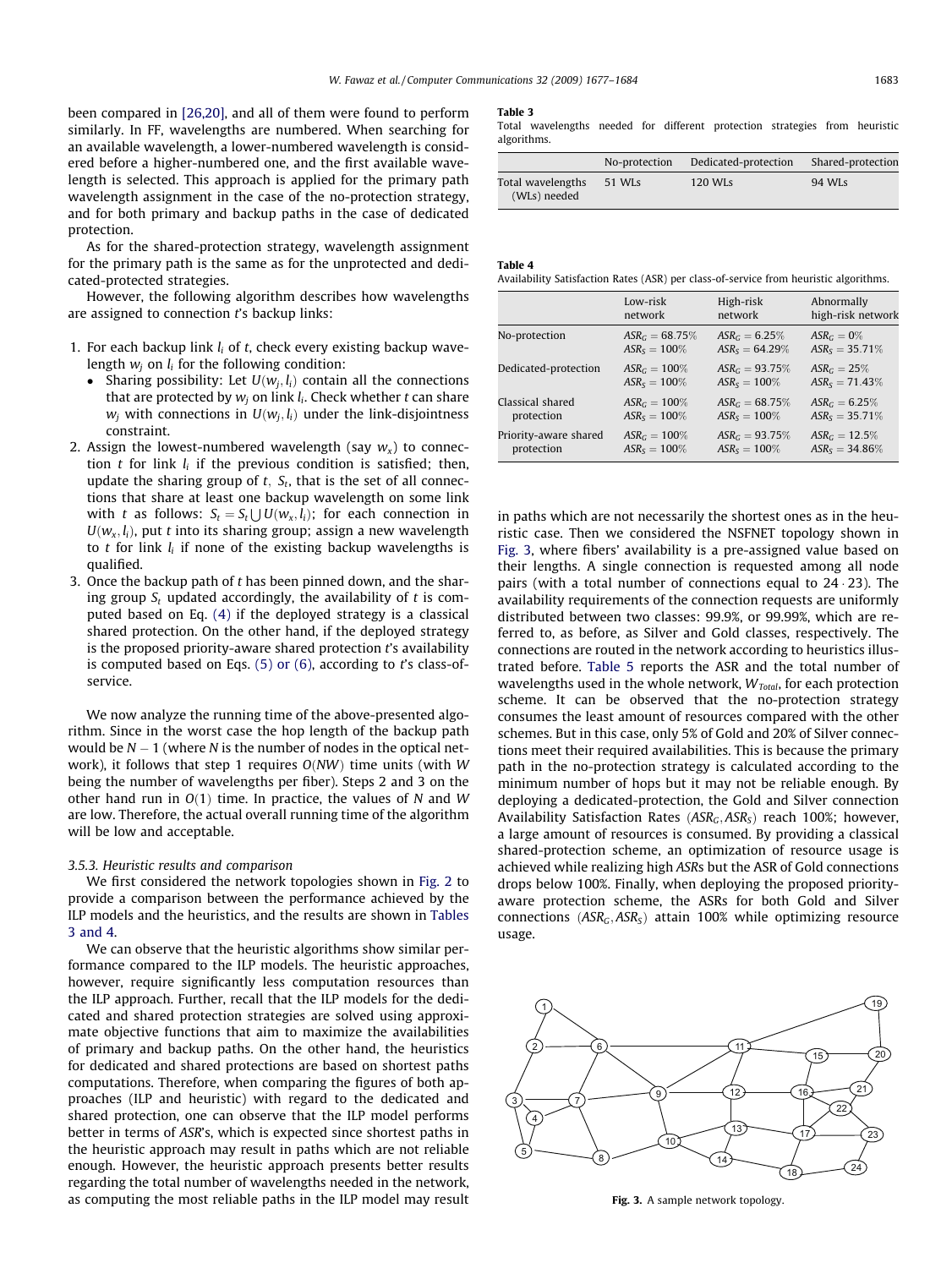been compared in [26,20], and all of them were found to perform similarly. In FF, wavelengths are numbered. When searching for an available wavelength, a lower-numbered wavelength is considered before a higher-numbered one, and the first available wavelength is selected. This approach is applied for the primary path wavelength assignment in the case of the no-protection strategy, and for both primary and backup paths in the case of dedicated protection.

As for the shared-protection strategy, wavelength assignment for the primary path is the same as for the unprotected and dedicated-protected strategies.

However, the following algorithm describes how wavelengths are assigned to connection $t$'s backup links:

1. For each backup link $l_i$ of $t$, check every existing backup wavelength $w_j$ on $l_i$ for the following condition:
   - Sharing possibility: Let $U(w_j, l_i)$ contain all the connections that are protected by $w_j$ on link $l_i$. Check whether $t$ can share $w_j$ with connections in $U(w_j, l_i)$ under the link-disjointness constraint.
2. Assign the lowest-numbered wavelength (say $w_x$) to connection $t$ for link $l_i$ if the previous condition is satisfied; then, update the sharing group of $t$, $S_t$, that is the set of all connections that share at least one backup wavelength on some link with $t$ as follows: $S_t = S_t \bigcup U(w_x, l_i)$; for each connection in $U(w_x, l_i)$, put $t$ into its sharing group; assign a new wavelength to $t$ for link $l_i$ if none of the existing backup wavelengths is qualified.
3. Once the backup path of $t$ has been pinned down, and the sharing group $S_t$ updated accordingly, the availability of $t$ is computed based on Eq. (4) if the deployed strategy is a classical shared protection. On the other hand, if the deployed strategy is the proposed priority-aware shared protection $t$'s availability is computed based on Eqs. (5) or (6), according to $t$'s class-of-service.

We now analyze the running time of the above-presented algorithm. Since in the worst case the hop length of the backup path would be $N - 1$ (where $N$ is the number of nodes in the optical network), it follows that step 1 requires $O(NW)$ time units (with $W$ being the number of wavelengths per fiber). Steps 2 and 3 on the other hand run in $O(1)$ time. In practice, the values of $N$ and $W$ are low. Therefore, the actual overall running time of the algorithm will be low and acceptable.

### 3.5.3. Heuristic results and comparison

We first considered the network topologies shown in Fig. 2 to provide a comparison between the performance achieved by the ILP models and the heuristics, and the results are shown in Tables 3 and 4.

We can observe that the heuristic algorithms show similar performance compared to the ILP models. The heuristic approaches, however, require significantly less computation resources than the ILP approach. Further, recall that the ILP models for the dedicated and shared protection strategies are solved using approximate objective functions that aim to maximize the availabilities of primary and backup paths. On the other hand, the heuristics for dedicated and shared protections are based on shortest paths computations. Therefore, when comparing the figures of both approaches (ILP and heuristic) with regard to the dedicated and shared protection, one can observe that the ILP model performs better in terms of ASR's, which is expected since shortest paths in the heuristic approach may result in paths which are not reliable enough. However, the heuristic approach presents better results regarding the total number of wavelengths needed in the network, as computing the most reliable paths in the ILP model may result in paths which are not necessarily the shortest ones as in the heuristic case. Then we considered the NSFNET topology shown in Fig. 3, where fibers' availability is a pre-assigned value based on their lengths. A single connection is requested among all node pairs (with a total number of connections equal to $24 \cdot 23$). The availability requirements of the connection requests are uniformly distributed between two classes: 99.9%, or 99.99%, which are referred to, as before, as Silver and Gold classes, respectively. The connections are routed in the network according to heuristics illustrated before. Table 5 reports the ASR and the total number of wavelengths used in the whole network, $W_{Total}$, for each protection scheme. It can be observed that the no-protection strategy consumes the least amount of resources compared with the other schemes. But in this case, only 5% of Gold and 20% of Silver connections meet their required availabilities. This is because the primary path in the no-protection strategy is calculated according to the minimum number of hops but it may not be reliable enough. By deploying a dedicated-protection, the Gold and Silver connection Availability Satisfaction Rates ($ASR_G, ASR_S$) reach 100%; however, a large amount of resources is consumed. By providing a classical shared-protection scheme, an optimization of resource usage is achieved while realizing high ASRs but the ASR of Gold connections drops below 100%. Finally, when deploying the proposed priority-aware protection scheme, the ASRs for both Gold and Silver connections ($ASR_G, ASR_S$) attain 100% while optimizing resource usage.

**Table 3**
Total wavelengths needed for different protection strategies from heuristic algorithms.

| | No-protection | Dedicated-protection | Shared-protection |
|---|---|---|---|
| Total wavelengths (WLs) needed | 51 WLs | 120 WLs | 94 WLs |

**Table 4**
Availability Satisfaction Rates (ASR) per class-of-service from heuristic algorithms.

| | Low-risk network | High-risk network | Abnormally high-risk network |
|---|---|---|---|
| No-protection | $ASR_G = 68.75\%$ $ASR_S = 100\%$ | $ASR_G = 6.25\%$ $ASR_S = 64.29\%$ | $ASR_G = 0\%$ $ASR_S = 35.71\%$ |
| Dedicated-protection | $ASR_G = 100\%$ $ASR_S = 100\%$ | $ASR_G = 93.75\%$ $ASR_S = 100\%$ | $ASR_G = 25\%$ $ASR_S = 71.43\%$ |
| Classical shared protection | $ASR_G = 100\%$ $ASR_S = 100\%$ | $ASR_G = 68.75\%$ $ASR_S = 100\%$ | $ASR_G = 6.25\%$ $ASR_S = 35.71\%$ |
| Priority-aware shared protection | $ASR_G = 100\%$ $ASR_S = 100\%$ | $ASR_G = 93.75\%$ $ASR_S = 100\%$ | $ASR_G = 12.5\%$ $ASR_S = 34.86\%$ |

1 2 3 4 5 6 7 8 9 10 11 12 13 14 15 16 17 18 19 20 21 22 23 24

**Fig. 3.** A sample network topology.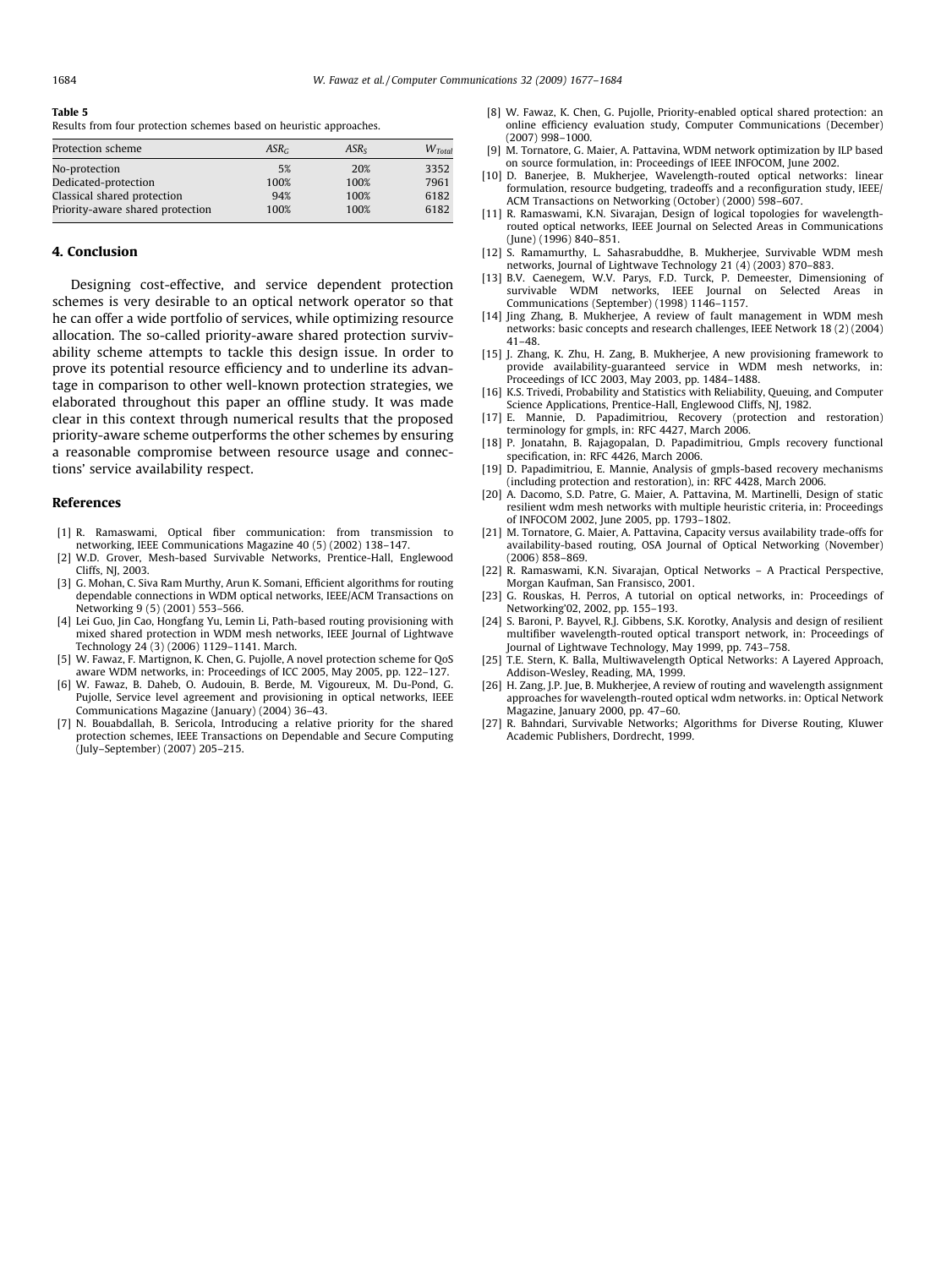**Table 5**
Results from four protection schemes based on heuristic approaches.

| Protection scheme | $ASR_G$ | $ASR_S$ | $W_{Total}$ |
|---|---|---|---|
| No-protection | 5% | 20% | 3352 |
| Dedicated-protection | 100% | 100% | 7961 |
| Classical shared protection | 94% | 100% | 6182 |
| Priority-aware shared protection | 100% | 100% | 6182 |

## 4. Conclusion

Designing cost-effective, and service dependent protection schemes is very desirable to an optical network operator so that he can offer a wide portfolio of services, while optimizing resource allocation. The so-called priority-aware shared protection survivability scheme attempts to tackle this design issue. In order to prove its potential resource efficiency and to underline its advantage in comparison to other well-known protection strategies, we elaborated throughout this paper an offline study. It was made clear in this context through numerical results that the proposed priority-aware scheme outperforms the other schemes by ensuring a reasonable compromise between resource usage and connections' service availability respect.

## References

[1] R. Ramaswami, Optical fiber communication: from transmission to networking, IEEE Communications Magazine 40 (5) (2002) 138–147.
[2] W.D. Grover, Mesh-based Survivable Networks, Prentice-Hall, Englewood Cliffs, NJ, 2003.
[3] G. Mohan, C. Siva Ram Murthy, Arun K. Somani, Efficient algorithms for routing dependable connections in WDM optical networks, IEEE/ACM Transactions on Networking 9 (5) (2001) 553–566.
[4] Lei Guo, Jin Cao, Hongfang Yu, Lemin Li, Path-based routing provisioning with mixed shared protection in WDM mesh networks, IEEE Journal of Lightwave Technology 24 (3) (2006) 1129–1141. March.
[5] W. Fawaz, F. Martignon, K. Chen, G. Pujolle, A novel protection scheme for QoS aware WDM networks, in: Proceedings of ICC 2005, May 2005, pp. 122–127.
[6] W. Fawaz, B. Daheb, O. Audouin, B. Berde, M. Vigoureux, M. Du-Pond, G. Pujolle, Service level agreement and provisioning in optical networks, IEEE Communications Magazine (January) (2004) 36–43.
[7] N. Bouabdallah, B. Sericola, Introducing a relative priority for the shared protection schemes, IEEE Transactions on Dependable and Secure Computing (July–September) (2007) 205–215.
[8] W. Fawaz, K. Chen, G. Pujolle, Priority-enabled optical shared protection: an online efficiency evaluation study, Computer Communications (December) (2007) 998–1000.
[9] M. Tornatore, G. Maier, A. Pattavina, WDM network optimization by ILP based on source formulation, in: Proceedings of IEEE INFOCOM, June 2002.
[10] D. Banerjee, B. Mukherjee, Wavelength-routed optical networks: linear formulation, resource budgeting, tradeoffs and a reconfiguration study, IEEE/ACM Transactions on Networking (October) (2000) 598–607.
[11] R. Ramaswami, K.N. Sivarajan, Design of logical topologies for wavelength-routed optical networks, IEEE Journal on Selected Areas in Communications (June) (1996) 840–851.
[12] S. Ramamurthy, L. Sahasrabuddhe, B. Mukherjee, Survivable WDM mesh networks, Journal of Lightwave Technology 21 (4) (2003) 870–883.
[13] B.V. Caenegem, W.V. Parys, F.D. Turck, P. Demeester, Dimensioning of survivable WDM networks, IEEE Journal on Selected Areas in Communications (September) (1998) 1146–1157.
[14] Jing Zhang, B. Mukherjee, A review of fault management in WDM mesh networks: basic concepts and research challenges, IEEE Network 18 (2) (2004) 41–48.
[15] J. Zhang, K. Zhu, H. Zang, B. Mukherjee, A new provisioning framework to provide availability-guaranteed service in WDM mesh networks, in: Proceedings of ICC 2003, May 2003, pp. 1484–1488.
[16] K.S. Trivedi, Probability and Statistics with Reliability, Queuing, and Computer Science Applications, Prentice-Hall, Englewood Cliffs, NJ, 1982.
[17] E. Mannie, D. Papadimitriou, Recovery (protection and restoration) terminology for gmpls, in: RFC 4427, March 2006.
[18] P. Jonatahn, B. Rajagopalan, D. Papadimitriou, Gmpls recovery functional specification, in: RFC 4426, March 2006.
[19] D. Papadimitriou, E. Mannie, Analysis of gmpls-based recovery mechanisms (including protection and restoration), in: RFC 4428, March 2006.
[20] A. Dacomo, S.D. Patre, G. Maier, A. Pattavina, M. Martinelli, Design of static resilient wdm mesh networks with multiple heuristic criteria, in: Proceedings of INFOCOM 2002, June 2005, pp. 1793–1802.
[21] M. Tornatore, G. Maier, A. Pattavina, Capacity versus availability trade-offs for availability-based routing, OSA Journal of Optical Networking (November) (2006) 858–869.
[22] R. Ramaswami, K.N. Sivarajan, Optical Networks – A Practical Perspective, Morgan Kaufman, San Fransisco, 2001.
[23] G. Rouskas, H. Perros, A tutorial on optical networks, in: Proceedings of Networking'02, 2002, pp. 155–193.
[24] S. Baroni, P. Bayvel, R.J. Gibbens, S.K. Korotky, Analysis and design of resilient multifiber wavelength-routed optical transport network, in: Proceedings of Journal of Lightwave Technology, May 1999, pp. 743–758.
[25] T.E. Stern, K. Balla, Multiwavelength Optical Networks: A Layered Approach, Addison-Wesley, Reading, MA, 1999.
[26] H. Zang, J.P. Jue, B. Mukherjee, A review of routing and wavelength assignment approaches for wavelength-routed optical wdm networks. in: Optical Network Magazine, January 2000, pp. 47–60.
[27] R. Bahndari, Survivable Networks; Algorithms for Diverse Routing, Kluwer Academic Publishers, Dordrecht, 1999.